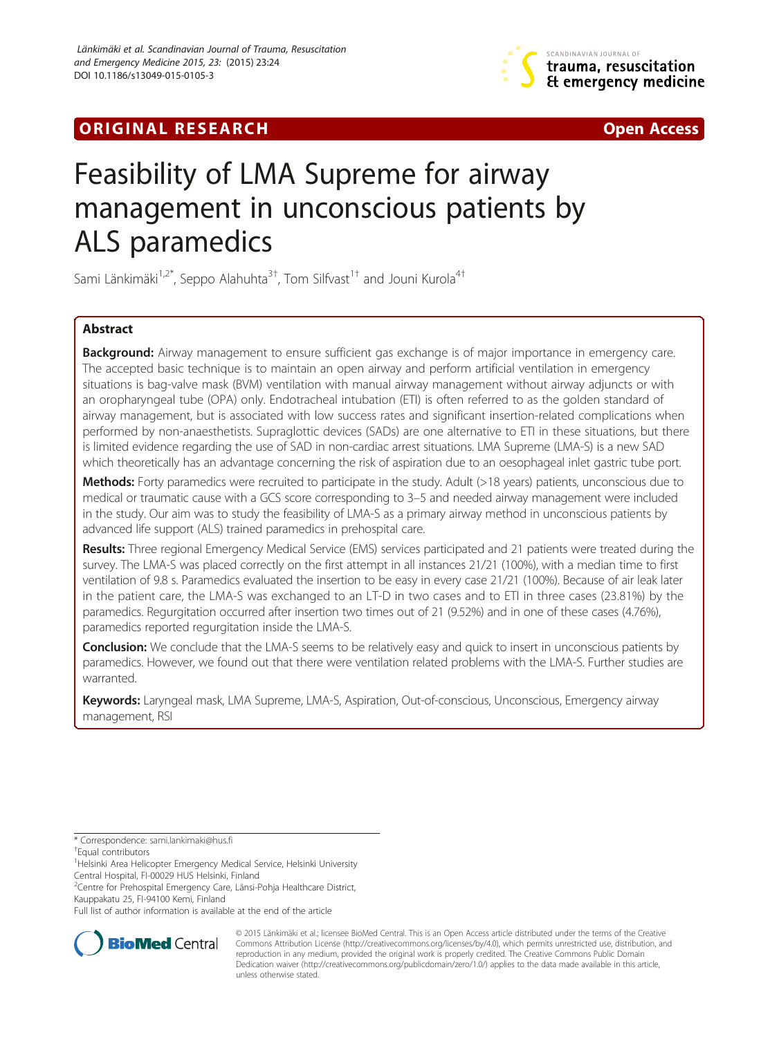ORIGINAL RESEARCH Open Access

# Feasibility of LMA Supreme for airway management in unconscious patients by ALS paramedics

Sami Länkimäki[1,2*], Seppo Alahuhta[3†], Tom Silfvast[1†] and Jouni Kurola[4†]

## Abstract

**Background:** Airway management to ensure sufficient gas exchange is of major importance in emergency care. The accepted basic technique is to maintain an open airway and perform artificial ventilation in emergency situations is bag-valve mask (BVM) ventilation with manual airway management without airway adjuncts or with an oropharyngeal tube (OPA) only. Endotracheal intubation (ETI) is often referred to as the golden standard of airway management, but is associated with low success rates and significant insertion-related complications when performed by non-anaesthetists. Supraglottic devices (SADs) are one alternative to ETI in these situations, but there is limited evidence regarding the use of SAD in non-cardiac arrest situations. LMA Supreme (LMA-S) is a new SAD which theoretically has an advantage concerning the risk of aspiration due to an oesophageal inlet gastric tube port.

**Methods:** Forty paramedics were recruited to participate in the study. Adult (>18 years) patients, unconscious due to medical or traumatic cause with a GCS score corresponding to 3–5 and needed airway management were included in the study. Our aim was to study the feasibility of LMA-S as a primary airway method in unconscious patients by advanced life support (ALS) trained paramedics in prehospital care.

**Results:** Three regional Emergency Medical Service (EMS) services participated and 21 patients were treated during the survey. The LMA-S was placed correctly on the first attempt in all instances 21/21 (100%), with a median time to first ventilation of 9.8 s. Paramedics evaluated the insertion to be easy in every case 21/21 (100%). Because of air leak later in the patient care, the LMA-S was exchanged to an LT-D in two cases and to ETI in three cases (23.81%) by the paramedics. Regurgitation occurred after insertion two times out of 21 (9.52%) and in one of these cases (4.76%), paramedics reported regurgitation inside the LMA-S.

**Conclusion:** We conclude that the LMA-S seems to be relatively easy and quick to insert in unconscious patients by paramedics. However, we found out that there were ventilation related problems with the LMA-S. Further studies are warranted.

**Keywords:** Laryngeal mask, LMA Supreme, LMA-S, Aspiration, Out-of-conscious, Unconscious, Emergency airway management, RSI

---

\* Correspondence: sami.lankimaki@hus.fi

†Equal contributors

[1]Helsinki Area Helicopter Emergency Medical Service, Helsinki University Central Hospital, FI-00029 HUS Helsinki, Finland

[2]Centre for Prehospital Emergency Care, Länsi-Pohja Healthcare District, Kauppakatu 25, FI-94100 Kemi, Finland

Full list of author information is available at the end of the article

© 2015 Länkimäki et al.; licensee BioMed Central. This is an Open Access article distributed under the terms of the Creative Commons Attribution License (http://creativecommons.org/licenses/by/4.0), which permits unrestricted use, distribution, and reproduction in any medium, provided the original work is properly credited. The Creative Commons Public Domain Dedication waiver (http://creativecommons.org/publicdomain/zero/1.0/) applies to the data made available in this article, unless otherwise stated.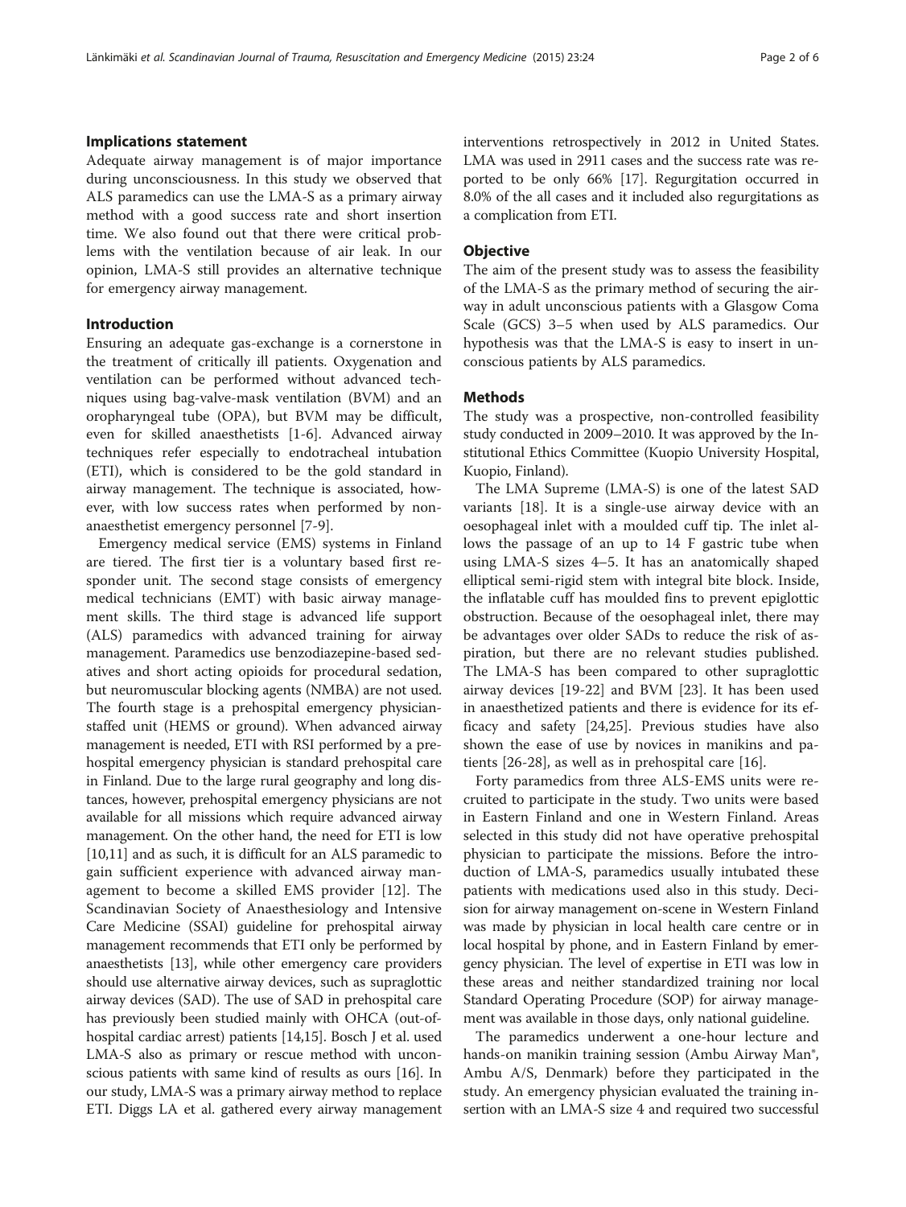## Implications statement

Adequate airway management is of major importance during unconsciousness. In this study we observed that ALS paramedics can use the LMA-S as a primary airway method with a good success rate and short insertion time. We also found out that there were critical problems with the ventilation because of air leak. In our opinion, LMA-S still provides an alternative technique for emergency airway management.

## Introduction

Ensuring an adequate gas-exchange is a cornerstone in the treatment of critically ill patients. Oxygenation and ventilation can be performed without advanced techniques using bag-valve-mask ventilation (BVM) and an oropharyngeal tube (OPA), but BVM may be difficult, even for skilled anaesthetists [1-6]. Advanced airway techniques refer especially to endotracheal intubation (ETI), which is considered to be the gold standard in airway management. The technique is associated, however, with low success rates when performed by non-anaesthetist emergency personnel [7-9].

Emergency medical service (EMS) systems in Finland are tiered. The first tier is a voluntary based first responder unit. The second stage consists of emergency medical technicians (EMT) with basic airway management skills. The third stage is advanced life support (ALS) paramedics with advanced training for airway management. Paramedics use benzodiazepine-based sedatives and short acting opioids for procedural sedation, but neuromuscular blocking agents (NMBA) are not used. The fourth stage is a prehospital emergency physician-staffed unit (HEMS or ground). When advanced airway management is needed, ETI with RSI performed by a prehospital emergency physician is standard prehospital care in Finland. Due to the large rural geography and long distances, however, prehospital emergency physicians are not available for all missions which require advanced airway management. On the other hand, the need for ETI is low [10,11] and as such, it is difficult for an ALS paramedic to gain sufficient experience with advanced airway management to become a skilled EMS provider [12]. The Scandinavian Society of Anaesthesiology and Intensive Care Medicine (SSAI) guideline for prehospital airway management recommends that ETI only be performed by anaesthetists [13], while other emergency care providers should use alternative airway devices, such as supraglottic airway devices (SAD). The use of SAD in prehospital care has previously been studied mainly with OHCA (out-of-hospital cardiac arrest) patients [14,15]. Bosch J et al. used LMA-S also as primary or rescue method with unconscious patients with same kind of results as ours [16]. In our study, LMA-S was a primary airway method to replace ETI. Diggs LA et al. gathered every airway management interventions retrospectively in 2012 in United States. LMA was used in 2911 cases and the success rate was reported to be only 66% [17]. Regurgitation occurred in 8.0% of the all cases and it included also regurgitations as a complication from ETI.

## Objective

The aim of the present study was to assess the feasibility of the LMA-S as the primary method of securing the airway in adult unconscious patients with a Glasgow Coma Scale (GCS) 3–5 when used by ALS paramedics. Our hypothesis was that the LMA-S is easy to insert in unconscious patients by ALS paramedics.

## Methods

The study was a prospective, non-controlled feasibility study conducted in 2009–2010. It was approved by the Institutional Ethics Committee (Kuopio University Hospital, Kuopio, Finland).

The LMA Supreme (LMA-S) is one of the latest SAD variants [18]. It is a single-use airway device with an oesophageal inlet with a moulded cuff tip. The inlet allows the passage of an up to 14 F gastric tube when using LMA-S sizes 4–5. It has an anatomically shaped elliptical semi-rigid stem with integral bite block. Inside, the inflatable cuff has moulded fins to prevent epiglottic obstruction. Because of the oesophageal inlet, there may be advantages over older SADs to reduce the risk of aspiration, but there are no relevant studies published. The LMA-S has been compared to other supraglottic airway devices [19-22] and BVM [23]. It has been used in anaesthetized patients and there is evidence for its efficacy and safety [24,25]. Previous studies have also shown the ease of use by novices in manikins and patients [26-28], as well as in prehospital care [16].

Forty paramedics from three ALS-EMS units were recruited to participate in the study. Two units were based in Eastern Finland and one in Western Finland. Areas selected in this study did not have operative prehospital physician to participate the missions. Before the introduction of LMA-S, paramedics usually intubated these patients with medications used also in this study. Decision for airway management on-scene in Western Finland was made by physician in local health care centre or in local hospital by phone, and in Eastern Finland by emergency physician. The level of expertise in ETI was low in these areas and neither standardized training nor local Standard Operating Procedure (SOP) for airway management was available in those days, only national guideline.

The paramedics underwent a one-hour lecture and hands-on manikin training session (Ambu Airway Man®, Ambu A/S, Denmark) before they participated in the study. An emergency physician evaluated the training insertion with an LMA-S size 4 and required two successful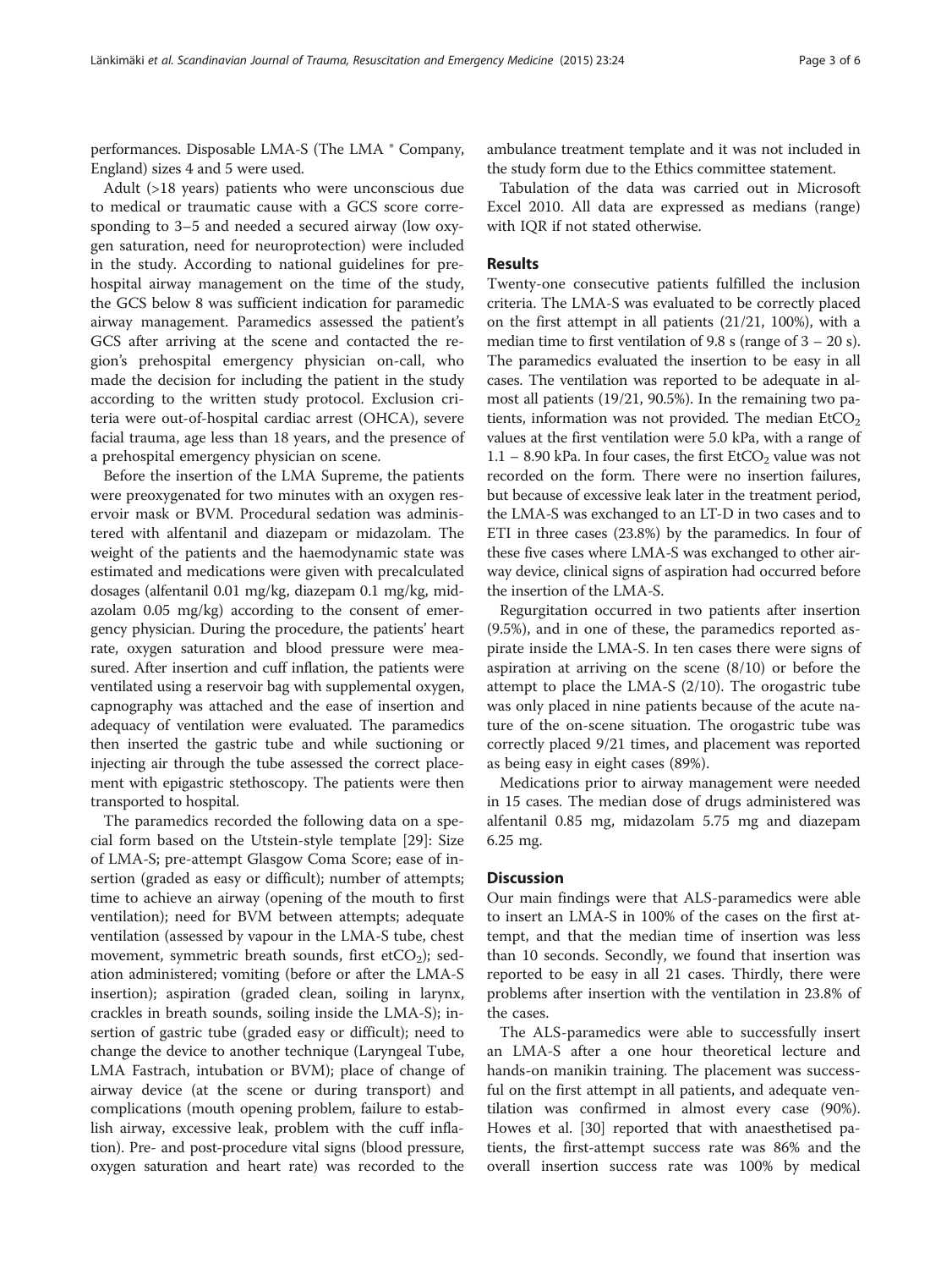performances. Disposable LMA-S (The LMA ® Company, England) sizes 4 and 5 were used.

Adult (>18 years) patients who were unconscious due to medical or traumatic cause with a GCS score corresponding to 3–5 and needed a secured airway (low oxygen saturation, need for neuroprotection) were included in the study. According to national guidelines for prehospital airway management on the time of the study, the GCS below 8 was sufficient indication for paramedic airway management. Paramedics assessed the patient's GCS after arriving at the scene and contacted the region's prehospital emergency physician on-call, who made the decision for including the patient in the study according to the written study protocol. Exclusion criteria were out-of-hospital cardiac arrest (OHCA), severe facial trauma, age less than 18 years, and the presence of a prehospital emergency physician on scene.

Before the insertion of the LMA Supreme, the patients were preoxygenated for two minutes with an oxygen reservoir mask or BVM. Procedural sedation was administered with alfentanil and diazepam or midazolam. The weight of the patients and the haemodynamic state was estimated and medications were given with precalculated dosages (alfentanil 0.01 mg/kg, diazepam 0.1 mg/kg, midazolam 0.05 mg/kg) according to the consent of emergency physician. During the procedure, the patients' heart rate, oxygen saturation and blood pressure were measured. After insertion and cuff inflation, the patients were ventilated using a reservoir bag with supplemental oxygen, capnography was attached and the ease of insertion and adequacy of ventilation were evaluated. The paramedics then inserted the gastric tube and while suctioning or injecting air through the tube assessed the correct placement with epigastric stethoscopy. The patients were then transported to hospital.

The paramedics recorded the following data on a special form based on the Utstein-style template [29]: Size of LMA-S; pre-attempt Glasgow Coma Score; ease of insertion (graded as easy or difficult); number of attempts; time to achieve an airway (opening of the mouth to first ventilation); need for BVM between attempts; adequate ventilation (assessed by vapour in the LMA-S tube, chest movement, symmetric breath sounds, first $etCO_2$); sedation administered; vomiting (before or after the LMA-S insertion); aspiration (graded clean, soiling in larynx, crackles in breath sounds, soiling inside the LMA-S); insertion of gastric tube (graded easy or difficult); need to change the device to another technique (Laryngeal Tube, LMA Fastrach, intubation or BVM); place of change of airway device (at the scene or during transport) and complications (mouth opening problem, failure to establish airway, excessive leak, problem with the cuff inflation). Pre- and post-procedure vital signs (blood pressure, oxygen saturation and heart rate) was recorded to the ambulance treatment template and it was not included in the study form due to the Ethics committee statement.

Tabulation of the data was carried out in Microsoft Excel 2010. All data are expressed as medians (range) with IQR if not stated otherwise.

## Results

Twenty-one consecutive patients fulfilled the inclusion criteria. The LMA-S was evaluated to be correctly placed on the first attempt in all patients (21/21, 100%), with a median time to first ventilation of 9.8 s (range of 3 – 20 s). The paramedics evaluated the insertion to be easy in all cases. The ventilation was reported to be adequate in almost all patients (19/21, 90.5%). In the remaining two patients, information was not provided. The median $EtCO_2$ values at the first ventilation were 5.0 kPa, with a range of 1.1 – 8.90 kPa. In four cases, the first $EtCO_2$ value was not recorded on the form. There were no insertion failures, but because of excessive leak later in the treatment period, the LMA-S was exchanged to an LT-D in two cases and to ETI in three cases (23.8%) by the paramedics. In four of these five cases where LMA-S was exchanged to other airway device, clinical signs of aspiration had occurred before the insertion of the LMA-S.

Regurgitation occurred in two patients after insertion (9.5%), and in one of these, the paramedics reported aspirate inside the LMA-S. In ten cases there were signs of aspiration at arriving on the scene (8/10) or before the attempt to place the LMA-S (2/10). The orogastric tube was only placed in nine patients because of the acute nature of the on-scene situation. The orogastric tube was correctly placed 9/21 times, and placement was reported as being easy in eight cases (89%).

Medications prior to airway management were needed in 15 cases. The median dose of drugs administered was alfentanil 0.85 mg, midazolam 5.75 mg and diazepam 6.25 mg.

## Discussion

Our main findings were that ALS-paramedics were able to insert an LMA-S in 100% of the cases on the first attempt, and that the median time of insertion was less than 10 seconds. Secondly, we found that insertion was reported to be easy in all 21 cases. Thirdly, there were problems after insertion with the ventilation in 23.8% of the cases.

The ALS-paramedics were able to successfully insert an LMA-S after a one hour theoretical lecture and hands-on manikin training. The placement was successful on the first attempt in all patients, and adequate ventilation was confirmed in almost every case (90%). Howes et al. [30] reported that with anaesthetised patients, the first-attempt success rate was 86% and the overall insertion success rate was 100% by medical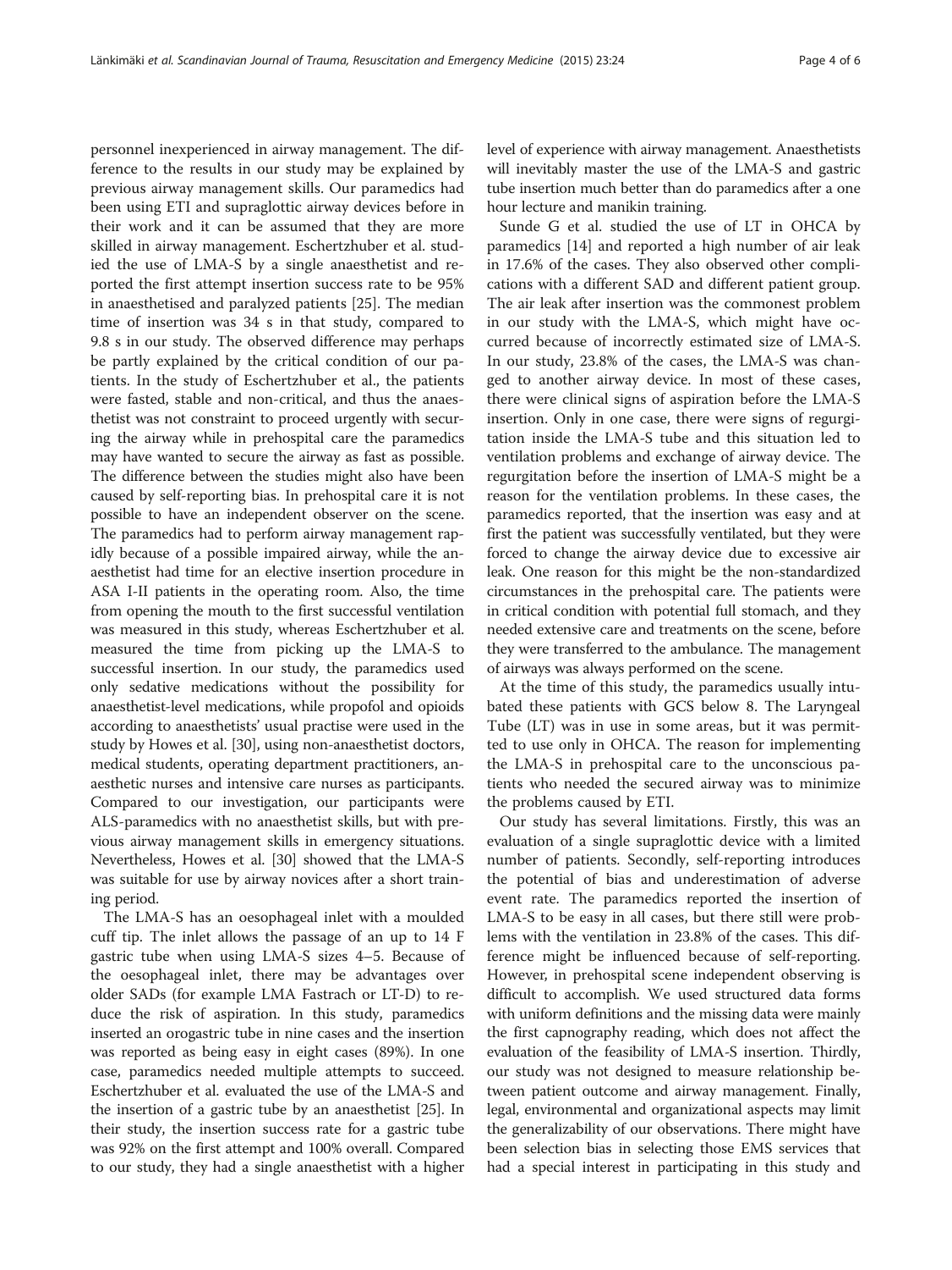personnel inexperienced in airway management. The difference to the results in our study may be explained by previous airway management skills. Our paramedics had been using ETI and supraglottic airway devices before in their work and it can be assumed that they are more skilled in airway management. Eschertzhuber et al. studied the use of LMA-S by a single anaesthetist and reported the first attempt insertion success rate to be 95% in anaesthetised and paralyzed patients [25]. The median time of insertion was 34 s in that study, compared to 9.8 s in our study. The observed difference may perhaps be partly explained by the critical condition of our patients. In the study of Eschertzhuber et al., the patients were fasted, stable and non-critical, and thus the anaesthetist was not constraint to proceed urgently with securing the airway while in prehospital care the paramedics may have wanted to secure the airway as fast as possible. The difference between the studies might also have been caused by self-reporting bias. In prehospital care it is not possible to have an independent observer on the scene. The paramedics had to perform airway management rapidly because of a possible impaired airway, while the anaesthetist had time for an elective insertion procedure in ASA I-II patients in the operating room. Also, the time from opening the mouth to the first successful ventilation was measured in this study, whereas Eschertzhuber et al. measured the time from picking up the LMA-S to successful insertion. In our study, the paramedics used only sedative medications without the possibility for anaesthetist-level medications, while propofol and opioids according to anaesthetists' usual practise were used in the study by Howes et al. [30], using non-anaesthetist doctors, medical students, operating department practitioners, anaesthetic nurses and intensive care nurses as participants. Compared to our investigation, our participants were ALS-paramedics with no anaesthetist skills, but with previous airway management skills in emergency situations. Nevertheless, Howes et al. [30] showed that the LMA-S was suitable for use by airway novices after a short training period.

The LMA-S has an oesophageal inlet with a moulded cuff tip. The inlet allows the passage of an up to 14 F gastric tube when using LMA-S sizes 4–5. Because of the oesophageal inlet, there may be advantages over older SADs (for example LMA Fastrach or LT-D) to reduce the risk of aspiration. In this study, paramedics inserted an orogastric tube in nine cases and the insertion was reported as being easy in eight cases (89%). In one case, paramedics needed multiple attempts to succeed. Eschertzhuber et al. evaluated the use of the LMA-S and the insertion of a gastric tube by an anaesthetist [25]. In their study, the insertion success rate for a gastric tube was 92% on the first attempt and 100% overall. Compared to our study, they had a single anaesthetist with a higher level of experience with airway management. Anaesthetists will inevitably master the use of the LMA-S and gastric tube insertion much better than do paramedics after a one hour lecture and manikin training.

Sunde G et al. studied the use of LT in OHCA by paramedics [14] and reported a high number of air leak in 17.6% of the cases. They also observed other complications with a different SAD and different patient group. The air leak after insertion was the commonest problem in our study with the LMA-S, which might have occurred because of incorrectly estimated size of LMA-S. In our study, 23.8% of the cases, the LMA-S was changed to another airway device. In most of these cases, there were clinical signs of aspiration before the LMA-S insertion. Only in one case, there were signs of regurgitation inside the LMA-S tube and this situation led to ventilation problems and exchange of airway device. The regurgitation before the insertion of LMA-S might be a reason for the ventilation problems. In these cases, the paramedics reported, that the insertion was easy and at first the patient was successfully ventilated, but they were forced to change the airway device due to excessive air leak. One reason for this might be the non-standardized circumstances in the prehospital care. The patients were in critical condition with potential full stomach, and they needed extensive care and treatments on the scene, before they were transferred to the ambulance. The management of airways was always performed on the scene.

At the time of this study, the paramedics usually intubated these patients with GCS below 8. The Laryngeal Tube (LT) was in use in some areas, but it was permitted to use only in OHCA. The reason for implementing the LMA-S in prehospital care to the unconscious patients who needed the secured airway was to minimize the problems caused by ETI.

Our study has several limitations. Firstly, this was an evaluation of a single supraglottic device with a limited number of patients. Secondly, self-reporting introduces the potential of bias and underestimation of adverse event rate. The paramedics reported the insertion of LMA-S to be easy in all cases, but there still were problems with the ventilation in 23.8% of the cases. This difference might be influenced because of self-reporting. However, in prehospital scene independent observing is difficult to accomplish. We used structured data forms with uniform definitions and the missing data were mainly the first capnography reading, which does not affect the evaluation of the feasibility of LMA-S insertion. Thirdly, our study was not designed to measure relationship between patient outcome and airway management. Finally, legal, environmental and organizational aspects may limit the generalizability of our observations. There might have been selection bias in selecting those EMS services that had a special interest in participating in this study and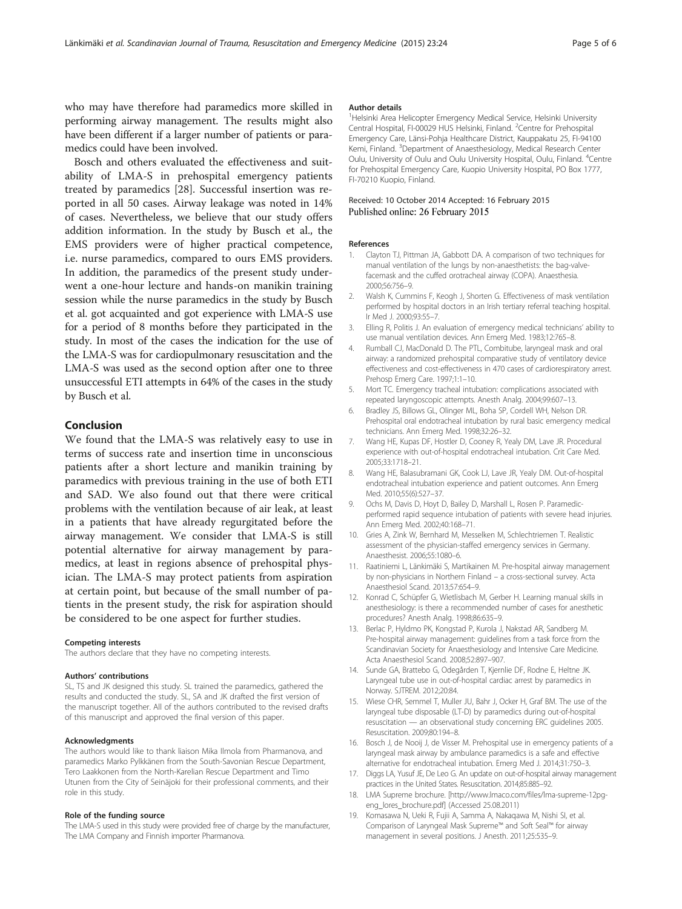who may have therefore had paramedics more skilled in performing airway management. The results might also have been different if a larger number of patients or paramedics could have been involved.

Bosch and others evaluated the effectiveness and suitability of LMA-S in prehospital emergency patients treated by paramedics [28]. Successful insertion was reported in all 50 cases. Airway leakage was noted in 14% of cases. Nevertheless, we believe that our study offers addition information. In the study by Busch et al., the EMS providers were of higher practical competence, i.e. nurse paramedics, compared to ours EMS providers. In addition, the paramedics of the present study underwent a one-hour lecture and hands-on manikin training session while the nurse paramedics in the study by Busch et al. got acquainted and got experience with LMA-S use for a period of 8 months before they participated in the study. In most of the cases the indication for the use of the LMA-S was for cardiopulmonary resuscitation and the LMA-S was used as the second option after one to three unsuccessful ETI attempts in 64% of the cases in the study by Busch et al.

## Conclusion

We found that the LMA-S was relatively easy to use in terms of success rate and insertion time in unconscious patients after a short lecture and manikin training by paramedics with previous training in the use of both ETI and SAD. We also found out that there were critical problems with the ventilation because of air leak, at least in a patients that have already regurgitated before the airway management. We consider that LMA-S is still potential alternative for airway management by paramedics, at least in regions absence of prehospital physician. The LMA-S may protect patients from aspiration at certain point, but because of the small number of patients in the present study, the risk for aspiration should be considered to be one aspect for further studies.

#### Competing interests
The authors declare that they have no competing interests.

#### Authors' contributions
SL, TS and JK designed this study. SL trained the paramedics, gathered the results and conducted the study. SL, SA and JK drafted the first version of the manuscript together. All of the authors contributed to the revised drafts of this manuscript and approved the final version of this paper.

#### Acknowledgments
The authors would like to thank liaison Mika Ilmola from Pharmanova, and paramedics Marko Pylkkänen from the South-Savonian Rescue Department, Tero Laakkonen from the North-Karelian Rescue Department and Timo Utunen from the City of Seinäjoki for their professional comments, and their role in this study.

#### Role of the funding source
The LMA-S used in this study were provided free of charge by the manufacturer, The LMA Company and Finnish importer Pharmanova.

#### Author details
[1]Helsinki Area Helicopter Emergency Medical Service, Helsinki University Central Hospital, FI-00029 HUS Helsinki, Finland. [2]Centre for Prehospital Emergency Care, Länsi-Pohja Healthcare District, Kauppakatu 25, FI-94100 Kemi, Finland. [3]Department of Anaesthesiology, Medical Research Center Oulu, University of Oulu and Oulu University Hospital, Oulu, Finland. [4]Centre for Prehospital Emergency Care, Kuopio University Hospital, PO Box 1777, FI-70210 Kuopio, Finland.

Received: 10 October 2014 Accepted: 16 February 2015
Published online: 26 February 2015

#### References

1. Clayton TJ, Pittman JA, Gabbott DA. A comparison of two techniques for manual ventilation of the lungs by non-anaesthetists: the bag-valve-facemask and the cuffed orotracheal airway (COPA). Anaesthesia. 2000;56:756–9.
2. Walsh K, Cummins F, Keogh J, Shorten G. Effectiveness of mask ventilation performed by hospital doctors in an Irish tertiary referral teaching hospital. Ir Med J. 2000;93:55–7.
3. Elling R, Politis J. An evaluation of emergency medical technicians' ability to use manual ventilation devices. Ann Emerg Med. 1983;12:765–8.
4. Rumball CJ, MacDonald D. The PTL, Combitube, laryngeal mask and oral airway: a randomized prehospital comparative study of ventilatory device effectiveness and cost-effectiveness in 470 cases of cardiorespiratory arrest. Prehosp Emerg Care. 1997;1:1–10.
5. Mort TC. Emergency tracheal intubation: complications associated with repeated laryngoscopic attempts. Anesth Analg. 2004;99:607–13.
6. Bradley JS, Billows GL, Olinger ML, Boha SP, Cordell WH, Nelson DR. Prehospital oral endotracheal intubation by rural basic emergency medical technicians. Ann Emerg Med. 1998;32:26–32.
7. Wang HE, Kupas DF, Hostler D, Cooney R, Yealy DM, Lave JR. Procedural experience with out-of-hospital endotracheal intubation. Crit Care Med. 2005;33:1718–21.
8. Wang HE, Balasubramani GK, Cook LJ, Lave JR, Yealy DM. Out-of-hospital endotracheal intubation experience and patient outcomes. Ann Emerg Med. 2010;55(6):527–37.
9. Ochs M, Davis D, Hoyt D, Bailey D, Marshall L, Rosen P. Paramedic-performed rapid sequence intubation of patients with severe head injuries. Ann Emerg Med. 2002;40:168–71.
10. Gries A, Zink W, Bernhard M, Messelken M, Schlechtriemen T. Realistic assessment of the physician-staffed emergency services in Germany. Anaesthesist. 2006;55:1080–6.
11. Raatiniemi L, Länkimäki S, Martikainen M. Pre-hospital airway management by non-physicians in Northern Finland – a cross-sectional survey. Acta Anaesthesiol Scand. 2013;57:654–9.
12. Konrad C, Schüpfer G, Wietlisbach M, Gerber H. Learning manual skills in anesthesiology: is there a recommended number of cases for anesthetic procedures? Anesth Analg. 1998;86:635–9.
13. Berlac P, Hyldmo PK, Kongstad P, Kurola J, Nakstad AR, Sandberg M. Pre-hospital airway management: guidelines from a task force from the Scandinavian Society for Anaesthesiology and Intensive Care Medicine. Acta Anaesthesiol Scand. 2008;52:897–907.
14. Sunde GA, Brattebo G, Odegården T, Kjernlie DF, Rodne E, Heltne JK. Laryngeal tube use in out-of-hospital cardiac arrest by paramedics in Norway. SJTREM. 2012;20:84.
15. Wiese CHR, Semmel T, Muller JU, Bahr J, Ocker H, Graf BM. The use of the laryngeal tube disposable (LT-D) by paramedics during out-of-hospital resuscitation — an observational study concerning ERC guidelines 2005. Resuscitation. 2009;80:194–8.
16. Bosch J, de Nooij J, de Visser M. Prehospital use in emergency patients of a laryngeal mask airway by ambulance paramedics is a safe and effective alternative for endotracheal intubation. Emerg Med J. 2014;31:750–3.
17. Diggs LA, Yusuf JE, De Leo G. An update on out-of-hospital airway management practices in the United States. Resuscitation. 2014;85:885–92.
18. LMA Supreme brochure. [http://www.lmaco.com/files/lma-supreme-12pg-eng_lores_brochure.pdf] (Accessed 25.08.2011)
19. Komasawa N, Ueki R, Fujii A, Samma A, Nakagawa M, Nishi SI, et al. Comparison of Laryngeal Mask Supreme™ and Soft Seal™ for airway management in several positions. J Anesth. 2011;25:535–9.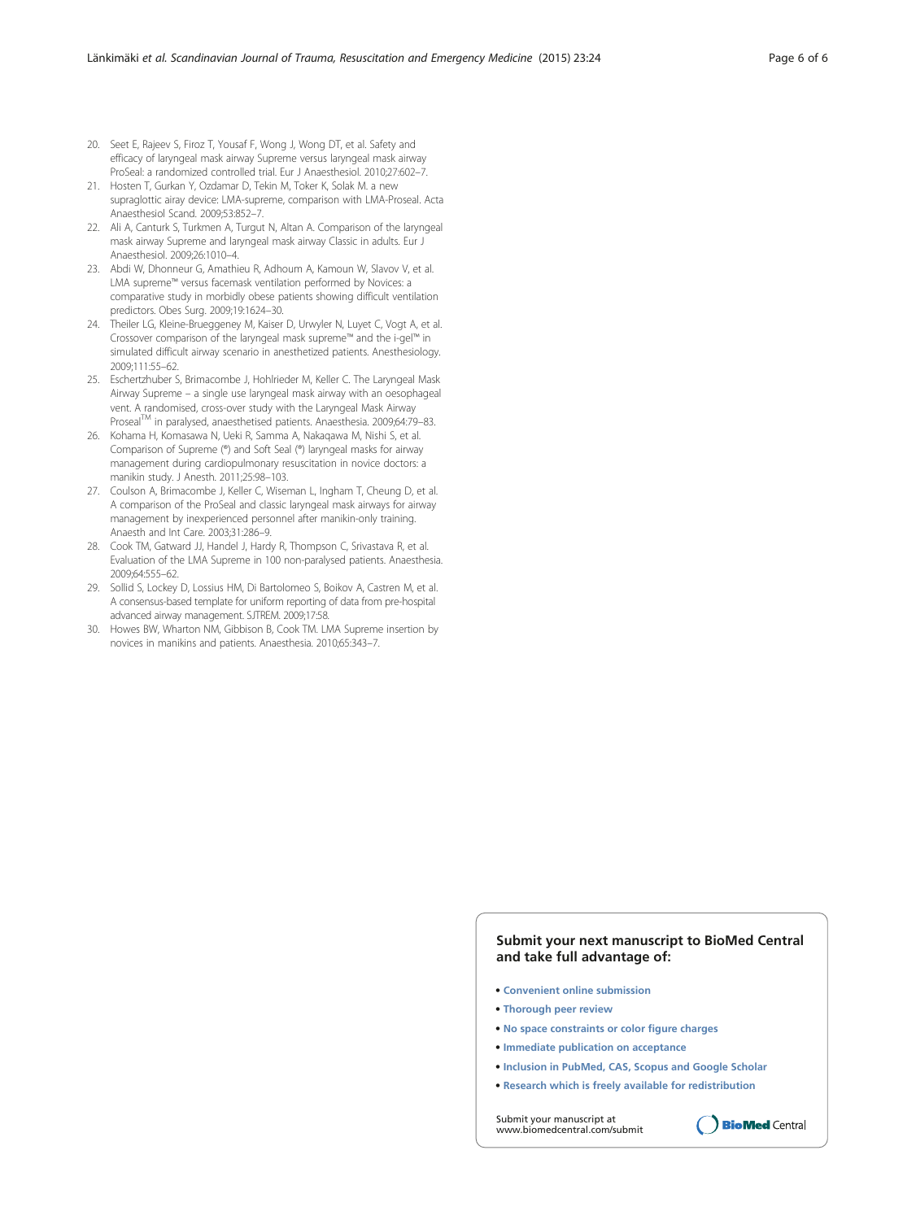20. Seet E, Rajeev S, Firoz T, Yousaf F, Wong J, Wong DT, et al. Safety and efficacy of laryngeal mask airway Supreme versus laryngeal mask airway ProSeal: a randomized controlled trial. Eur J Anaesthesiol. 2010;27:602–7.
21. Hosten T, Gurkan Y, Ozdamar D, Tekin M, Toker K, Solak M. a new supraglottic airay device: LMA-supreme, comparison with LMA-Proseal. Acta Anaesthesiol Scand. 2009;53:852–7.
22. Ali A, Canturk S, Turkmen A, Turgut N, Altan A. Comparison of the laryngeal mask airway Supreme and laryngeal mask airway Classic in adults. Eur J Anaesthesiol. 2009;26:1010–4.
23. Abdi W, Dhonneur G, Amathieu R, Adhoum A, Kamoun W, Slavov V, et al. LMA supreme™ versus facemask ventilation performed by Novices: a comparative study in morbidly obese patients showing difficult ventilation predictors. Obes Surg. 2009;19:1624–30.
24. Theiler LG, Kleine-Brueggeney M, Kaiser D, Urwyler N, Luyet C, Vogt A, et al. Crossover comparison of the laryngeal mask supreme™ and the i-gel™ in simulated difficult airway scenario in anesthetized patients. Anesthesiology. 2009;111:55–62.
25. Eschertzhuber S, Brimacombe J, Hohlrieder M, Keller C. The Laryngeal Mask Airway Supreme – a single use laryngeal mask airway with an oesophageal vent. A randomised, cross-over study with the Laryngeal Mask Airway Proseal™ in paralysed, anaesthetised patients. Anaesthesia. 2009;64:79–83.
26. Kohama H, Komasawa N, Ueki R, Samma A, Nakaqawa M, Nishi S, et al. Comparison of Supreme (®) and Soft Seal (®) laryngeal masks for airway management during cardiopulmonary resuscitation in novice doctors: a manikin study. J Anesth. 2011;25:98–103.
27. Coulson A, Brimacombe J, Keller C, Wiseman L, Ingham T, Cheung D, et al. A comparison of the ProSeal and classic laryngeal mask airways for airway management by inexperienced personnel after manikin-only training. Anaesth and Int Care. 2003;31:286–9.
28. Cook TM, Gatward JJ, Handel J, Hardy R, Thompson C, Srivastava R, et al. Evaluation of the LMA Supreme in 100 non-paralysed patients. Anaesthesia. 2009;64:555–62.
29. Sollid S, Lockey D, Lossius HM, Di Bartolomeo S, Boikov A, Castren M, et al. A consensus-based template for uniform reporting of data from pre-hospital advanced airway management. SJTREM. 2009;17:58.
30. Howes BW, Wharton NM, Gibbison B, Cook TM. LMA Supreme insertion by novices in manikins and patients. Anaesthesia. 2010;65:343–7.

**Submit your next manuscript to BioMed Central and take full advantage of:**

- **Convenient online submission**
- **Thorough peer review**
- **No space constraints or color figure charges**
- **Immediate publication on acceptance**
- **Inclusion in PubMed, CAS, Scopus and Google Scholar**
- **Research which is freely available for redistribution**

Submit your manuscript at
www.biomedcentral.com/submit

BioMed Central